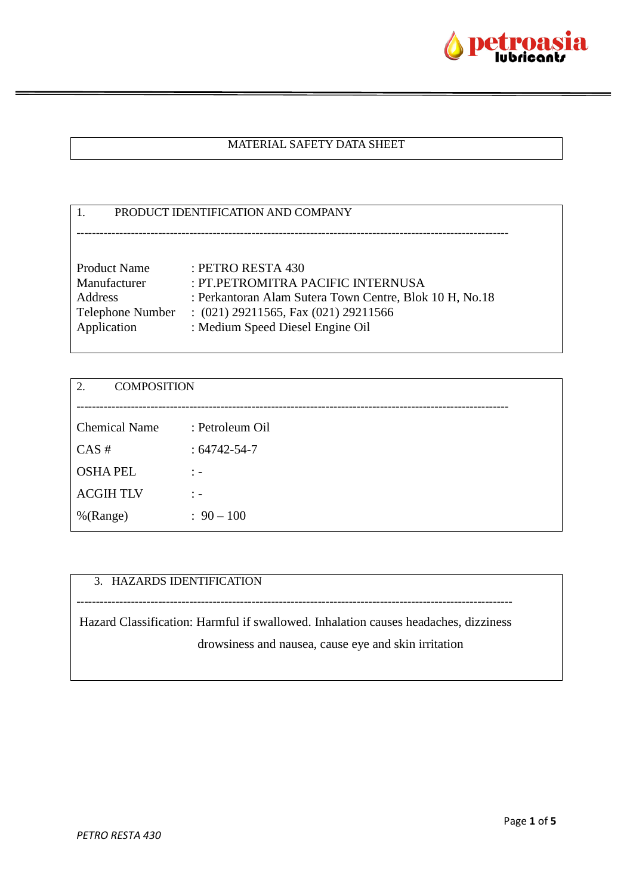# MATERIAL SAFETY DATA SHEET

## 1. PRODUCT IDENTIFICATION AND COMPANY

---

| | |
|---|---|
| Product Name | : PETRO RESTA 430 |
| Manufacturer | : PT.PETROMITRA PACIFIC INTERNUSA |
| Address | : Perkantoran Alam Sutera Town Centre, Blok 10 H, No.18 |
| Telephone Number | : (021) 29211565, Fax (021) 29211566 |
| Application | : Medium Speed Diesel Engine Oil |

## 2. COMPOSITION

---

| | |
|---|---|
| Chemical Name | : Petroleum Oil |
| CAS # | : 64742-54-7 |
| OSHA PEL | : - |
| ACGIH TLV | : - |
| %(Range) | : 90 – 100 |

## 3. HAZARDS IDENTIFICATION

---

Hazard Classification: Harmful if swallowed. Inhalation causes headaches, dizziness drowsiness and nausea, cause eye and skin irritation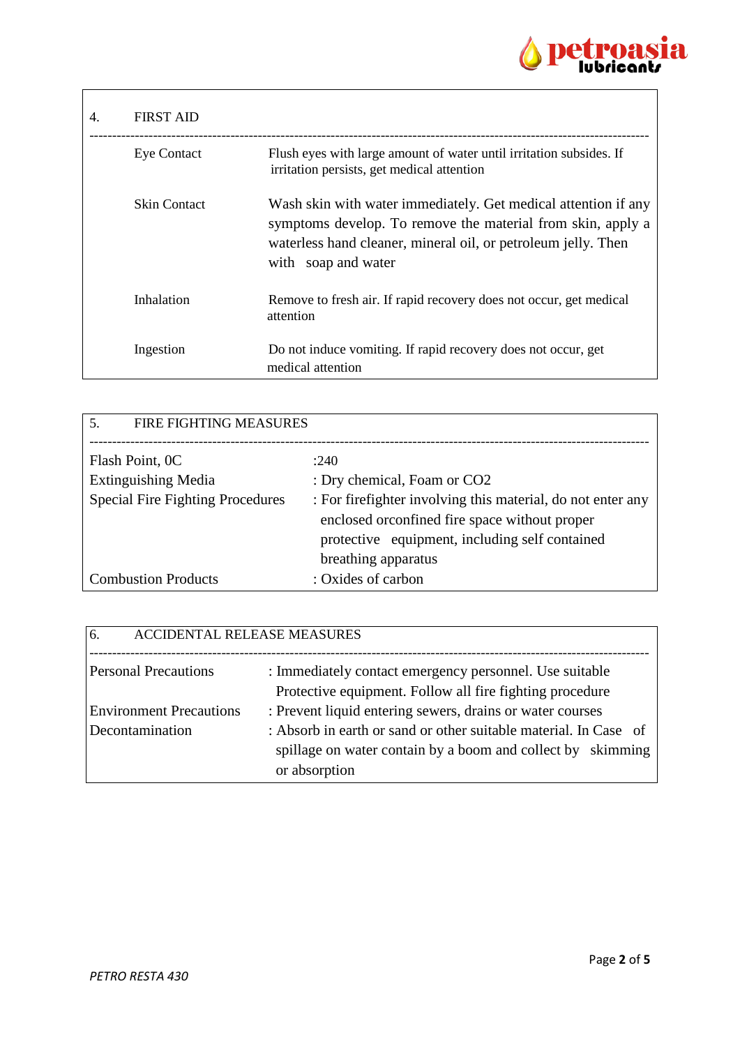## 4. FIRST AID

| | |
|---|---|
| Eye Contact | Flush eyes with large amount of water until irritation subsides. If irritation persists, get medical attention |
| Skin Contact | Wash skin with water immediately. Get medical attention if any symptoms develop. To remove the material from skin, apply a waterless hand cleaner, mineral oil, or petroleum jelly. Then with soap and water |
| Inhalation | Remove to fresh air. If rapid recovery does not occur, get medical attention |
| Ingestion | Do not induce vomiting. If rapid recovery does not occur, get medical attention |

## 5. FIRE FIGHTING MEASURES

| | |
|---|---|
| Flash Point, 0C | :240 |
| Extinguishing Media | : Dry chemical, Foam or $CO_2$ |
| Special Fire Fighting Procedures | : For firefighter involving this material, do not enter any enclosed orconfined fire space without proper protective equipment, including self contained breathing apparatus |
| Combustion Products | : Oxides of carbon |

## 6. ACCIDENTAL RELEASE MEASURES

| | |
|---|---|
| Personal Precautions | : Immediately contact emergency personnel. Use suitable Protective equipment. Follow all fire fighting procedure |
| Environment Precautions | : Prevent liquid entering sewers, drains or water courses |
| Decontamination | : Absorb in earth or sand or other suitable material. In Case of spillage on water contain by a boom and collect by skimming or absorption |

*PETRO RESTA 430*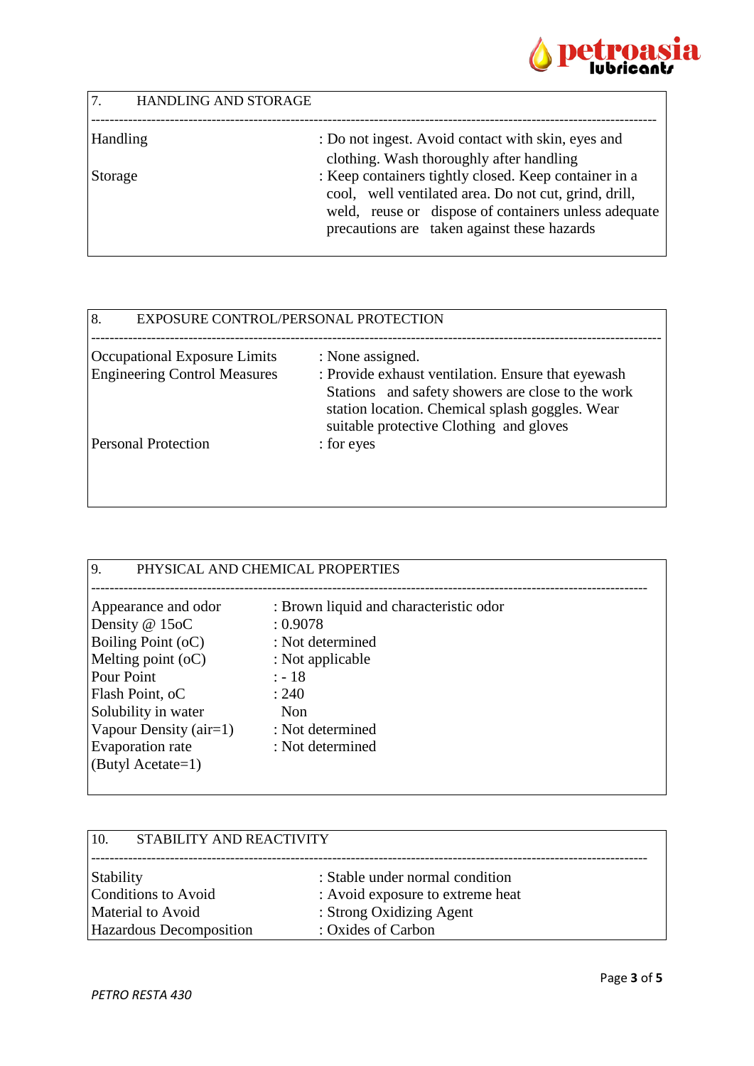## 7. HANDLING AND STORAGE

| | |
|---|---|
| Handling | : Do not ingest. Avoid contact with skin, eyes and clothing. Wash thoroughly after handling |
| Storage | : Keep containers tightly closed. Keep container in a cool, well ventilated area. Do not cut, grind, drill, weld, reuse or dispose of containers unless adequate precautions are taken against these hazards |

## 8. EXPOSURE CONTROL/PERSONAL PROTECTION

| | |
|---|---|
| Occupational Exposure Limits | : None assigned. |
| Engineering Control Measures | : Provide exhaust ventilation. Ensure that eyewash Stations and safety showers are close to the work station location. Chemical splash goggles. Wear suitable protective Clothing and gloves |
| Personal Protection | : for eyes |

## 9. PHYSICAL AND CHEMICAL PROPERTIES

| | |
|---|---|
| Appearance and odor | : Brown liquid and characteristic odor |
| Density @ 15oC | : 0.9078 |
| Boiling Point (oC) | : Not determined |
| Melting point (oC) | : Not applicable |
| Pour Point | : - 18 |
| Flash Point, oC | : 240 |
| Solubility in water | Non |
| Vapour Density (air=1) | : Not determined |
| Evaporation rate (Butyl Acetate=1) | : Not determined |

## 10. STABILITY AND REACTIVITY

| | |
|---|---|
| Stability | : Stable under normal condition |
| Conditions to Avoid | : Avoid exposure to extreme heat |
| Material to Avoid | : Strong Oxidizing Agent |
| Hazardous Decomposition | : Oxides of Carbon |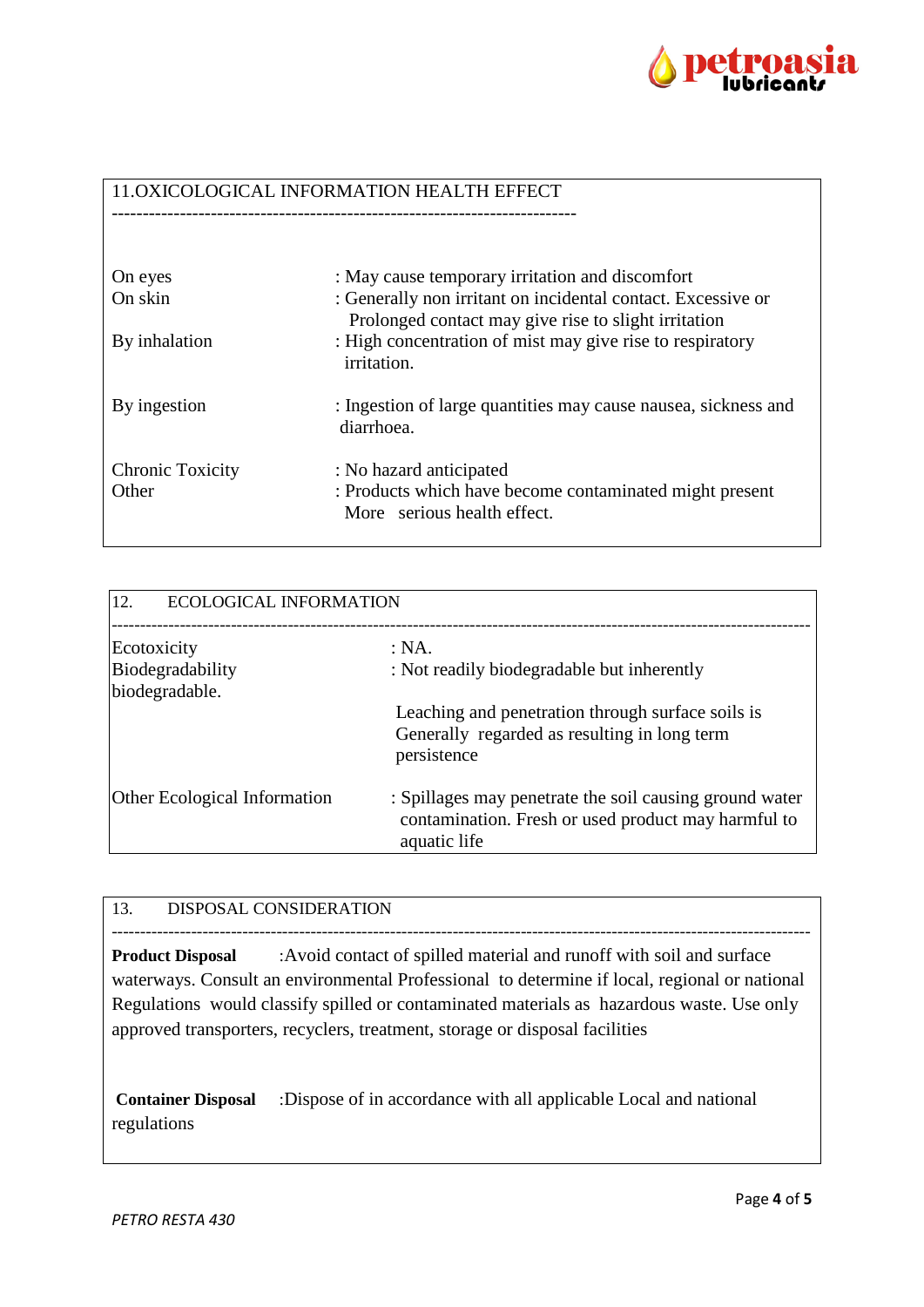## 11.OXICOLOGICAL INFORMATION HEALTH EFFECT

| | |
|---|---|
| On eyes | : May cause temporary irritation and discomfort |
| On skin | : Generally non irritant on incidental contact. Excessive or Prolonged contact may give rise to slight irritation |
| By inhalation | : High concentration of mist may give rise to respiratory irritation. |
| By ingestion | : Ingestion of large quantities may cause nausea, sickness and diarrhoea. |
| Chronic Toxicity | : No hazard anticipated |
| Other | : Products which have become contaminated might present More serious health effect. |

## 12. ECOLOGICAL INFORMATION

| | |
|---|---|
| Ecotoxicity | : NA. |
| Biodegradability | : Not readily biodegradable but inherently biodegradable. |
| | Leaching and penetration through surface soils is Generally regarded as resulting in long term persistence |
| Other Ecological Information | : Spillages may penetrate the soil causing ground water contamination. Fresh or used product may harmful to aquatic life |

## 13. DISPOSAL CONSIDERATION

**Product Disposal** :Avoid contact of spilled material and runoff with soil and surface waterways. Consult an environmental Professional to determine if local, regional or national Regulations would classify spilled or contaminated materials as hazardous waste. Use only approved transporters, recyclers, treatment, storage or disposal facilities

**Container Disposal** :Dispose of in accordance with all applicable Local and national regulations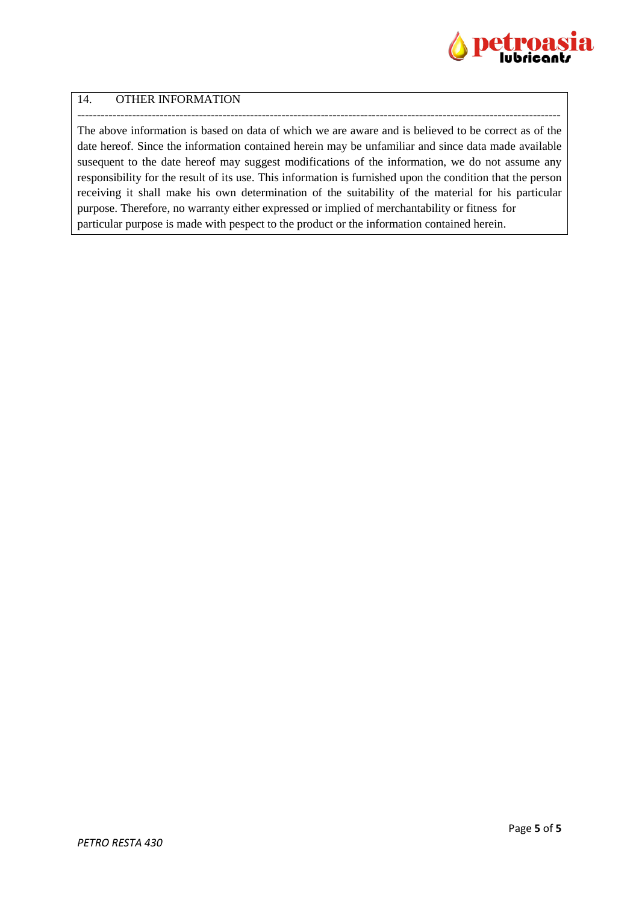## 14. OTHER INFORMATION

---

The above information is based on data of which we are aware and is believed to be correct as of the date hereof. Since the information contained herein may be unfamiliar and since data made available susequent to the date hereof may suggest modifications of the information, we do not assume any responsibility for the result of its use. This information is furnished upon the condition that the person receiving it shall make his own determination of the suitability of the material for his particular purpose. Therefore, no warranty either expressed or implied of merchantability or fitness for particular purpose is made with pespect to the product or the information contained herein.